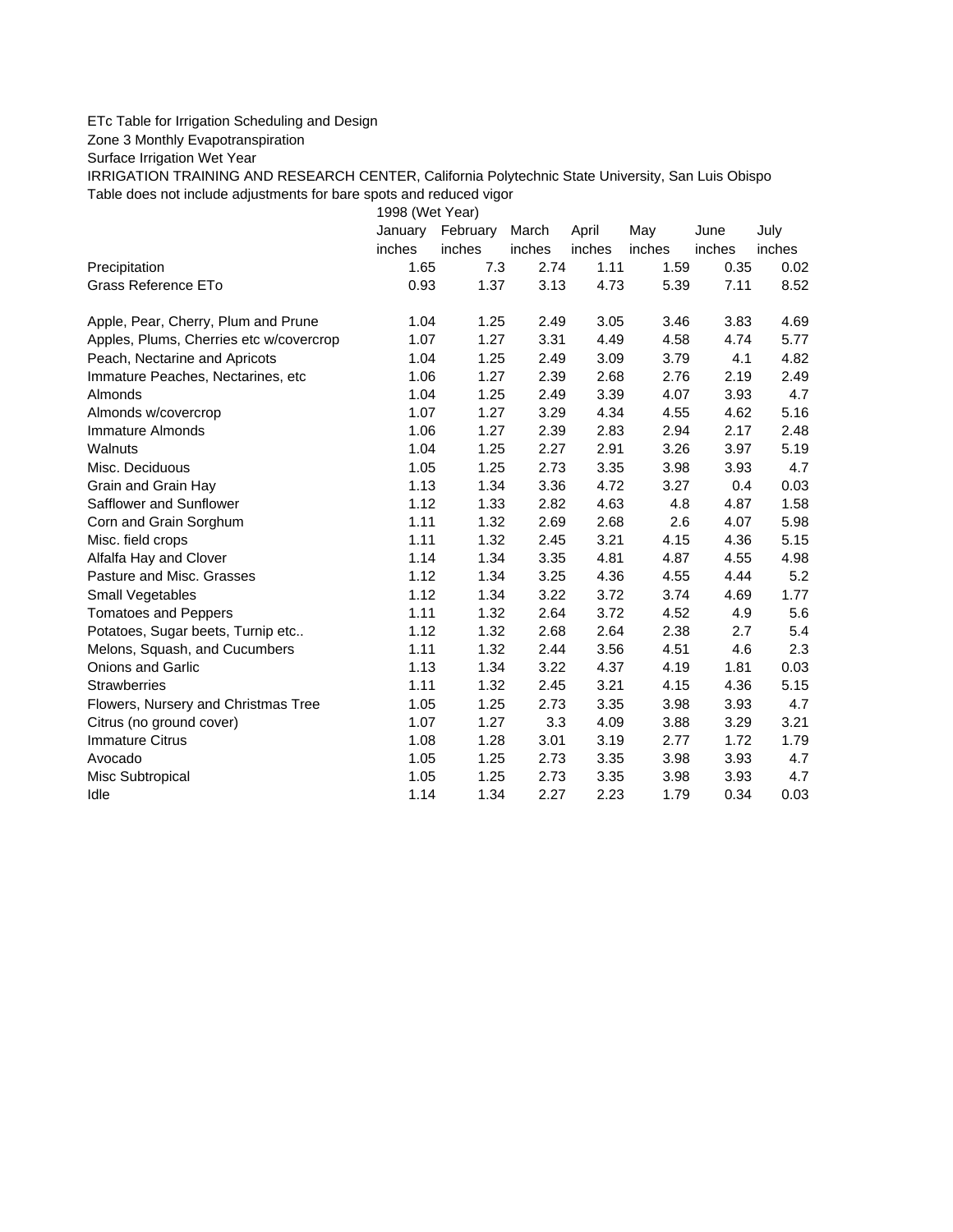ETc Table for Irrigation Scheduling and Design

Zone 3 Monthly Evapotranspiration

Surface Irrigation Wet Year

IRRIGATION TRAINING AND RESEARCH CENTER, California Polytechnic State University, San Luis Obispo

Table does not include adjustments for bare spots and reduced vigor

| | 1998 (Wet Year) | | | | | | |
|---|---|---|---|---|---|---|---|
| | January | February | March | April | May | June | July |
| | inches | inches | inches | inches | inches | inches | inches |
| Precipitation | 1.65 | 7.3 | 2.74 | 1.11 | 1.59 | 0.35 | 0.02 |
| Grass Reference ETo | 0.93 | 1.37 | 3.13 | 4.73 | 5.39 | 7.11 | 8.52 |
| | | | | | | | |
| Apple, Pear, Cherry, Plum and Prune | 1.04 | 1.25 | 2.49 | 3.05 | 3.46 | 3.83 | 4.69 |
| Apples, Plums, Cherries etc w/covercrop | 1.07 | 1.27 | 3.31 | 4.49 | 4.58 | 4.74 | 5.77 |
| Peach, Nectarine and Apricots | 1.04 | 1.25 | 2.49 | 3.09 | 3.79 | 4.1 | 4.82 |
| Immature Peaches, Nectarines, etc | 1.06 | 1.27 | 2.39 | 2.68 | 2.76 | 2.19 | 2.49 |
| Almonds | 1.04 | 1.25 | 2.49 | 3.39 | 4.07 | 3.93 | 4.7 |
| Almonds w/covercrop | 1.07 | 1.27 | 3.29 | 4.34 | 4.55 | 4.62 | 5.16 |
| Immature Almonds | 1.06 | 1.27 | 2.39 | 2.83 | 2.94 | 2.17 | 2.48 |
| Walnuts | 1.04 | 1.25 | 2.27 | 2.91 | 3.26 | 3.97 | 5.19 |
| Misc. Deciduous | 1.05 | 1.25 | 2.73 | 3.35 | 3.98 | 3.93 | 4.7 |
| Grain and Grain Hay | 1.13 | 1.34 | 3.36 | 4.72 | 3.27 | 0.4 | 0.03 |
| Safflower and Sunflower | 1.12 | 1.33 | 2.82 | 4.63 | 4.8 | 4.87 | 1.58 |
| Corn and Grain Sorghum | 1.11 | 1.32 | 2.69 | 2.68 | 2.6 | 4.07 | 5.98 |
| Misc. field crops | 1.11 | 1.32 | 2.45 | 3.21 | 4.15 | 4.36 | 5.15 |
| Alfalfa Hay and Clover | 1.14 | 1.34 | 3.35 | 4.81 | 4.87 | 4.55 | 4.98 |
| Pasture and Misc. Grasses | 1.12 | 1.34 | 3.25 | 4.36 | 4.55 | 4.44 | 5.2 |
| Small Vegetables | 1.12 | 1.34 | 3.22 | 3.72 | 3.74 | 4.69 | 1.77 |
| Tomatoes and Peppers | 1.11 | 1.32 | 2.64 | 3.72 | 4.52 | 4.9 | 5.6 |
| Potatoes, Sugar beets, Turnip etc.. | 1.12 | 1.32 | 2.68 | 2.64 | 2.38 | 2.7 | 5.4 |
| Melons, Squash, and Cucumbers | 1.11 | 1.32 | 2.44 | 3.56 | 4.51 | 4.6 | 2.3 |
| Onions and Garlic | 1.13 | 1.34 | 3.22 | 4.37 | 4.19 | 1.81 | 0.03 |
| Strawberries | 1.11 | 1.32 | 2.45 | 3.21 | 4.15 | 4.36 | 5.15 |
| Flowers, Nursery and Christmas Tree | 1.05 | 1.25 | 2.73 | 3.35 | 3.98 | 3.93 | 4.7 |
| Citrus (no ground cover) | 1.07 | 1.27 | 3.3 | 4.09 | 3.88 | 3.29 | 3.21 |
| Immature Citrus | 1.08 | 1.28 | 3.01 | 3.19 | 2.77 | 1.72 | 1.79 |
| Avocado | 1.05 | 1.25 | 2.73 | 3.35 | 3.98 | 3.93 | 4.7 |
| Misc Subtropical | 1.05 | 1.25 | 2.73 | 3.35 | 3.98 | 3.93 | 4.7 |
| Idle | 1.14 | 1.34 | 2.27 | 2.23 | 1.79 | 0.34 | 0.03 |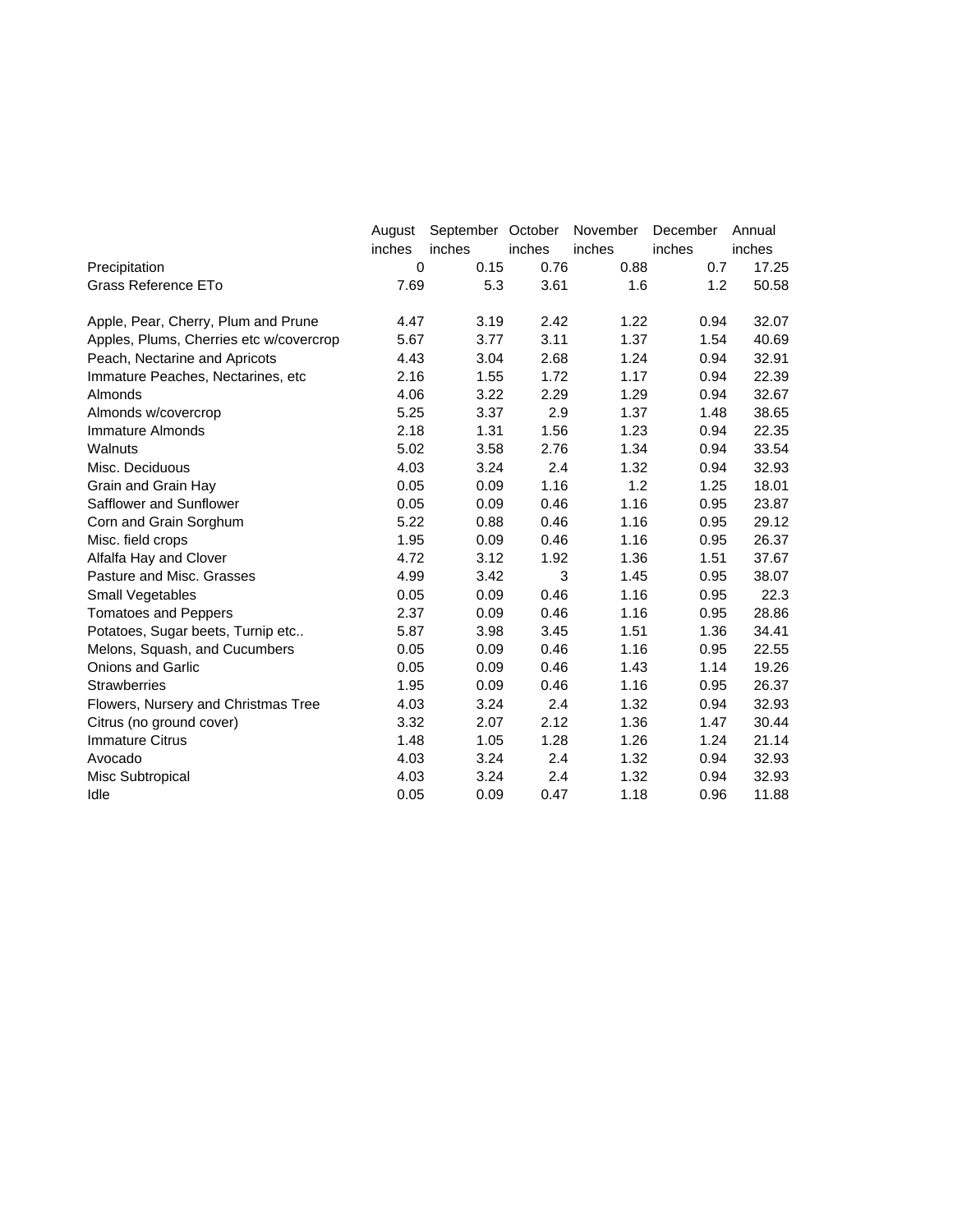| | August inches | September inches | October inches | November inches | December inches | Annual inches |
|---|---|---|---|---|---|---|
| Precipitation | 0 | 0.15 | 0.76 | 0.88 | 0.7 | 17.25 |
| Grass Reference ETo | 7.69 | 5.3 | 3.61 | 1.6 | 1.2 | 50.58 |
| | | | | | | |
| Apple, Pear, Cherry, Plum and Prune | 4.47 | 3.19 | 2.42 | 1.22 | 0.94 | 32.07 |
| Apples, Plums, Cherries etc w/covercrop | 5.67 | 3.77 | 3.11 | 1.37 | 1.54 | 40.69 |
| Peach, Nectarine and Apricots | 4.43 | 3.04 | 2.68 | 1.24 | 0.94 | 32.91 |
| Immature Peaches, Nectarines, etc | 2.16 | 1.55 | 1.72 | 1.17 | 0.94 | 22.39 |
| Almonds | 4.06 | 3.22 | 2.29 | 1.29 | 0.94 | 32.67 |
| Almonds w/covercrop | 5.25 | 3.37 | 2.9 | 1.37 | 1.48 | 38.65 |
| Immature Almonds | 2.18 | 1.31 | 1.56 | 1.23 | 0.94 | 22.35 |
| Walnuts | 5.02 | 3.58 | 2.76 | 1.34 | 0.94 | 33.54 |
| Misc. Deciduous | 4.03 | 3.24 | 2.4 | 1.32 | 0.94 | 32.93 |
| Grain and Grain Hay | 0.05 | 0.09 | 1.16 | 1.2 | 1.25 | 18.01 |
| Safflower and Sunflower | 0.05 | 0.09 | 0.46 | 1.16 | 0.95 | 23.87 |
| Corn and Grain Sorghum | 5.22 | 0.88 | 0.46 | 1.16 | 0.95 | 29.12 |
| Misc. field crops | 1.95 | 0.09 | 0.46 | 1.16 | 0.95 | 26.37 |
| Alfalfa Hay and Clover | 4.72 | 3.12 | 1.92 | 1.36 | 1.51 | 37.67 |
| Pasture and Misc. Grasses | 4.99 | 3.42 | 3 | 1.45 | 0.95 | 38.07 |
| Small Vegetables | 0.05 | 0.09 | 0.46 | 1.16 | 0.95 | 22.3 |
| Tomatoes and Peppers | 2.37 | 0.09 | 0.46 | 1.16 | 0.95 | 28.86 |
| Potatoes, Sugar beets, Turnip etc.. | 5.87 | 3.98 | 3.45 | 1.51 | 1.36 | 34.41 |
| Melons, Squash, and Cucumbers | 0.05 | 0.09 | 0.46 | 1.16 | 0.95 | 22.55 |
| Onions and Garlic | 0.05 | 0.09 | 0.46 | 1.43 | 1.14 | 19.26 |
| Strawberries | 1.95 | 0.09 | 0.46 | 1.16 | 0.95 | 26.37 |
| Flowers, Nursery and Christmas Tree | 4.03 | 3.24 | 2.4 | 1.32 | 0.94 | 32.93 |
| Citrus (no ground cover) | 3.32 | 2.07 | 2.12 | 1.36 | 1.47 | 30.44 |
| Immature Citrus | 1.48 | 1.05 | 1.28 | 1.26 | 1.24 | 21.14 |
| Avocado | 4.03 | 3.24 | 2.4 | 1.32 | 0.94 | 32.93 |
| Misc Subtropical | 4.03 | 3.24 | 2.4 | 1.32 | 0.94 | 32.93 |
| Idle | 0.05 | 0.09 | 0.47 | 1.18 | 0.96 | 11.88 |